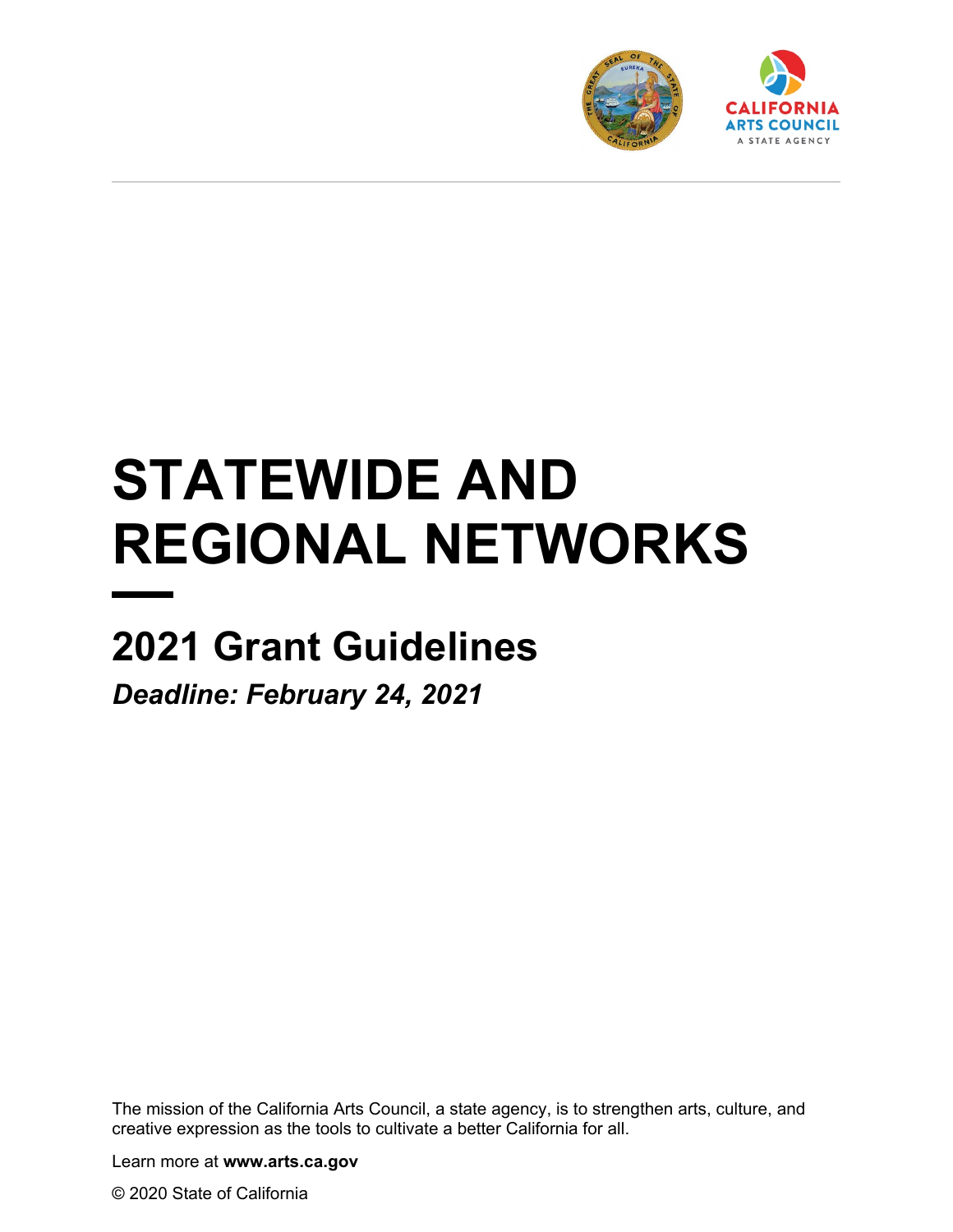CALIFORNIA ARTS COUNCIL
A STATE AGENCY

# STATEWIDE AND REGIONAL NETWORKS

## 2021 Grant Guidelines

***Deadline: February 24, 2021***

The mission of the California Arts Council, a state agency, is to strengthen arts, culture, and creative expression as the tools to cultivate a better California for all.

Learn more at **www.arts.ca.gov**

© 2020 State of California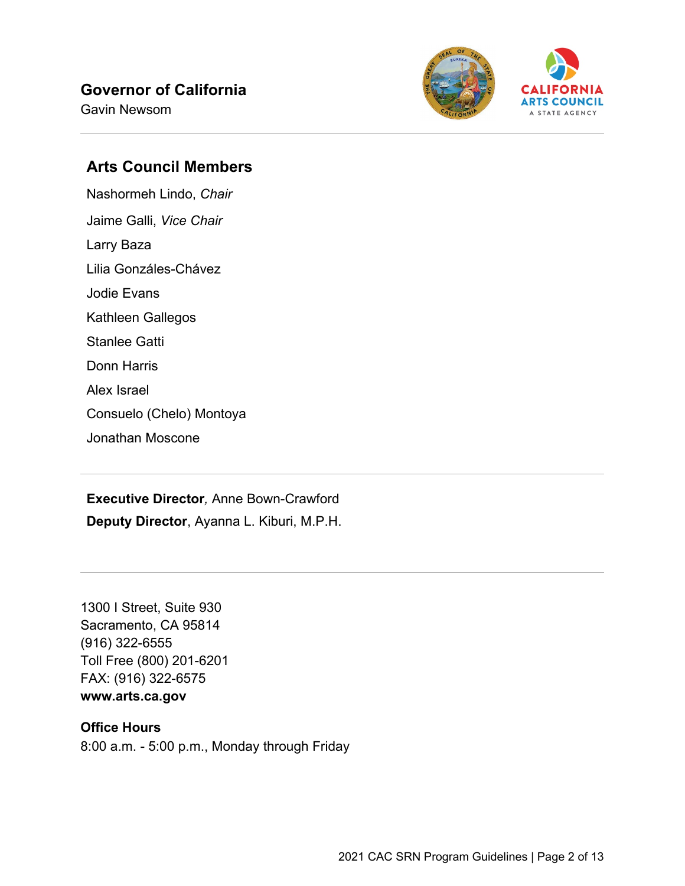**Governor of California**
Gavin Newsom

## Arts Council Members

Nashormeh Lindo, *Chair*

Jaime Galli, *Vice Chair*

Larry Baza

Lilia Gonzáles-Chávez

Jodie Evans

Kathleen Gallegos

Stanlee Gatti

Donn Harris

Alex Israel

Consuelo (Chelo) Montoya

Jonathan Moscone

---

**Executive Director**, Anne Bown-Crawford

**Deputy Director**, Ayanna L. Kiburi, M.P.H.

---

1300 I Street, Suite 930
Sacramento, CA 95814
(916) 322-6555
Toll Free (800) 201-6201
FAX: (916) 322-6575
**www.arts.ca.gov**

**Office Hours**
8:00 a.m. - 5:00 p.m., Monday through Friday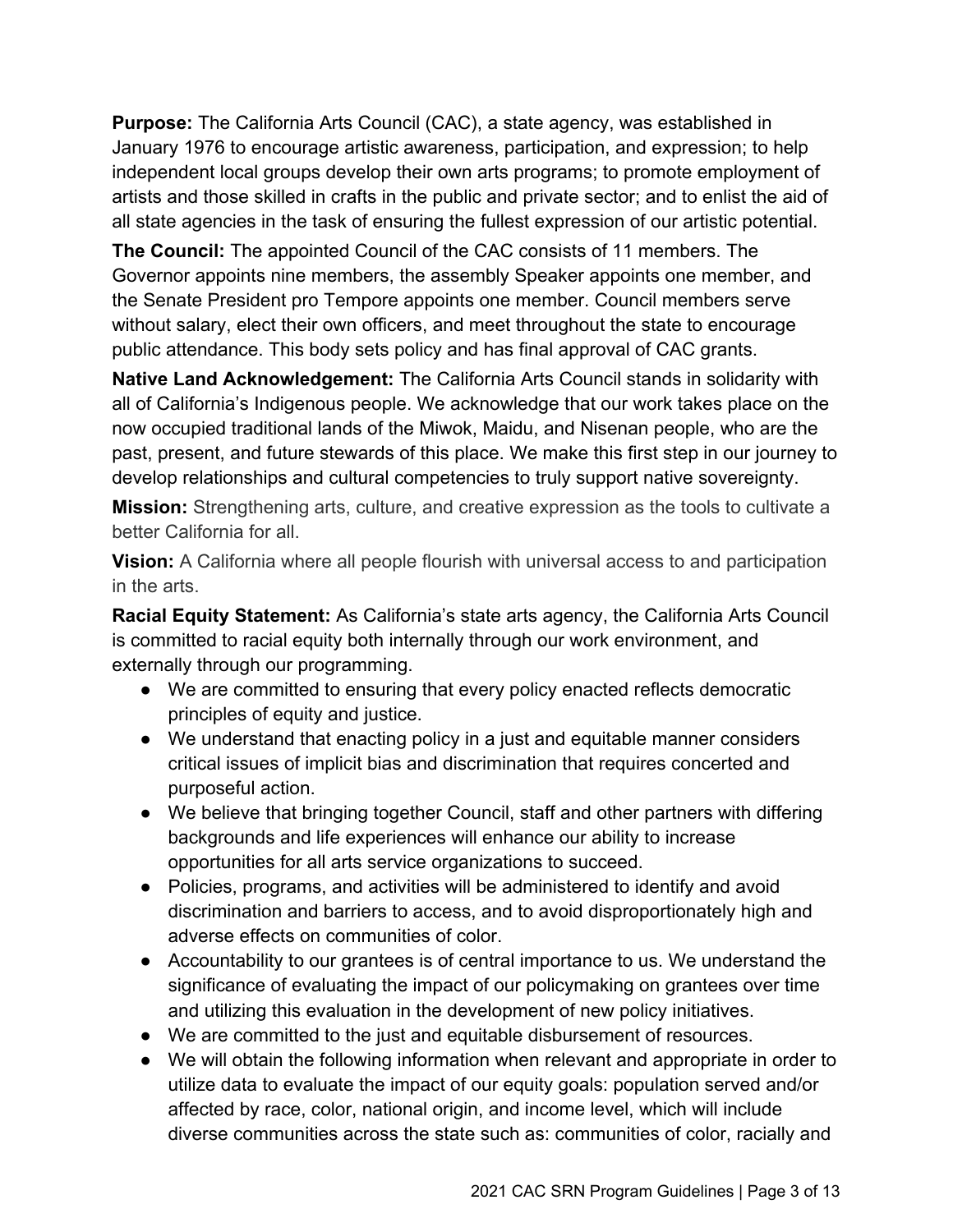**Purpose:** The California Arts Council (CAC), a state agency, was established in January 1976 to encourage artistic awareness, participation, and expression; to help independent local groups develop their own arts programs; to promote employment of artists and those skilled in crafts in the public and private sector; and to enlist the aid of all state agencies in the task of ensuring the fullest expression of our artistic potential.

**The Council:** The appointed Council of the CAC consists of 11 members. The Governor appoints nine members, the assembly Speaker appoints one member, and the Senate President pro Tempore appoints one member. Council members serve without salary, elect their own officers, and meet throughout the state to encourage public attendance. This body sets policy and has final approval of CAC grants.

**Native Land Acknowledgement:** The California Arts Council stands in solidarity with all of California's Indigenous people. We acknowledge that our work takes place on the now occupied traditional lands of the Miwok, Maidu, and Nisenan people, who are the past, present, and future stewards of this place. We make this first step in our journey to develop relationships and cultural competencies to truly support native sovereignty.

**Mission:** Strengthening arts, culture, and creative expression as the tools to cultivate a better California for all.

**Vision:** A California where all people flourish with universal access to and participation in the arts.

**Racial Equity Statement:** As California's state arts agency, the California Arts Council is committed to racial equity both internally through our work environment, and externally through our programming.

- We are committed to ensuring that every policy enacted reflects democratic principles of equity and justice.
- We understand that enacting policy in a just and equitable manner considers critical issues of implicit bias and discrimination that requires concerted and purposeful action.
- We believe that bringing together Council, staff and other partners with differing backgrounds and life experiences will enhance our ability to increase opportunities for all arts service organizations to succeed.
- Policies, programs, and activities will be administered to identify and avoid discrimination and barriers to access, and to avoid disproportionately high and adverse effects on communities of color.
- Accountability to our grantees is of central importance to us. We understand the significance of evaluating the impact of our policymaking on grantees over time and utilizing this evaluation in the development of new policy initiatives.
- We are committed to the just and equitable disbursement of resources.
- We will obtain the following information when relevant and appropriate in order to utilize data to evaluate the impact of our equity goals: population served and/or affected by race, color, national origin, and income level, which will include diverse communities across the state such as: communities of color, racially and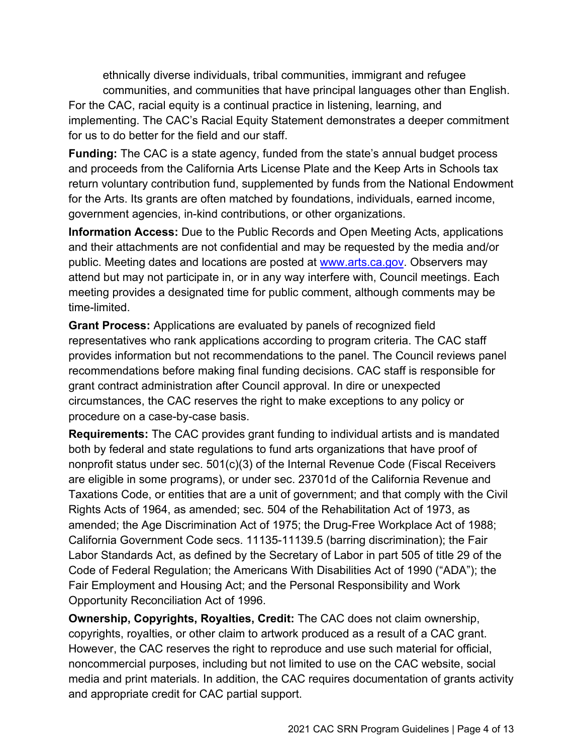ethnically diverse individuals, tribal communities, immigrant and refugee communities, and communities that have principal languages other than English.

For the CAC, racial equity is a continual practice in listening, learning, and implementing. The CAC's Racial Equity Statement demonstrates a deeper commitment for us to do better for the field and our staff.

**Funding:** The CAC is a state agency, funded from the state's annual budget process and proceeds from the California Arts License Plate and the Keep Arts in Schools tax return voluntary contribution fund, supplemented by funds from the National Endowment for the Arts. Its grants are often matched by foundations, individuals, earned income, government agencies, in-kind contributions, or other organizations.

**Information Access:** Due to the Public Records and Open Meeting Acts, applications and their attachments are not confidential and may be requested by the media and/or public. Meeting dates and locations are posted at [www.arts.ca.gov](http://www.arts.ca.gov). Observers may attend but may not participate in, or in any way interfere with, Council meetings. Each meeting provides a designated time for public comment, although comments may be time-limited.

**Grant Process:** Applications are evaluated by panels of recognized field representatives who rank applications according to program criteria. The CAC staff provides information but not recommendations to the panel. The Council reviews panel recommendations before making final funding decisions. CAC staff is responsible for grant contract administration after Council approval. In dire or unexpected circumstances, the CAC reserves the right to make exceptions to any policy or procedure on a case-by-case basis.

**Requirements:** The CAC provides grant funding to individual artists and is mandated both by federal and state regulations to fund arts organizations that have proof of nonprofit status under sec. 501(c)(3) of the Internal Revenue Code (Fiscal Receivers are eligible in some programs), or under sec. 23701d of the California Revenue and Taxations Code, or entities that are a unit of government; and that comply with the Civil Rights Acts of 1964, as amended; sec. 504 of the Rehabilitation Act of 1973, as amended; the Age Discrimination Act of 1975; the Drug-Free Workplace Act of 1988; California Government Code secs. 11135-11139.5 (barring discrimination); the Fair Labor Standards Act, as defined by the Secretary of Labor in part 505 of title 29 of the Code of Federal Regulation; the Americans With Disabilities Act of 1990 ("ADA"); the Fair Employment and Housing Act; and the Personal Responsibility and Work Opportunity Reconciliation Act of 1996.

**Ownership, Copyrights, Royalties, Credit:** The CAC does not claim ownership, copyrights, royalties, or other claim to artwork produced as a result of a CAC grant. However, the CAC reserves the right to reproduce and use such material for official, noncommercial purposes, including but not limited to use on the CAC website, social media and print materials. In addition, the CAC requires documentation of grants activity and appropriate credit for CAC partial support.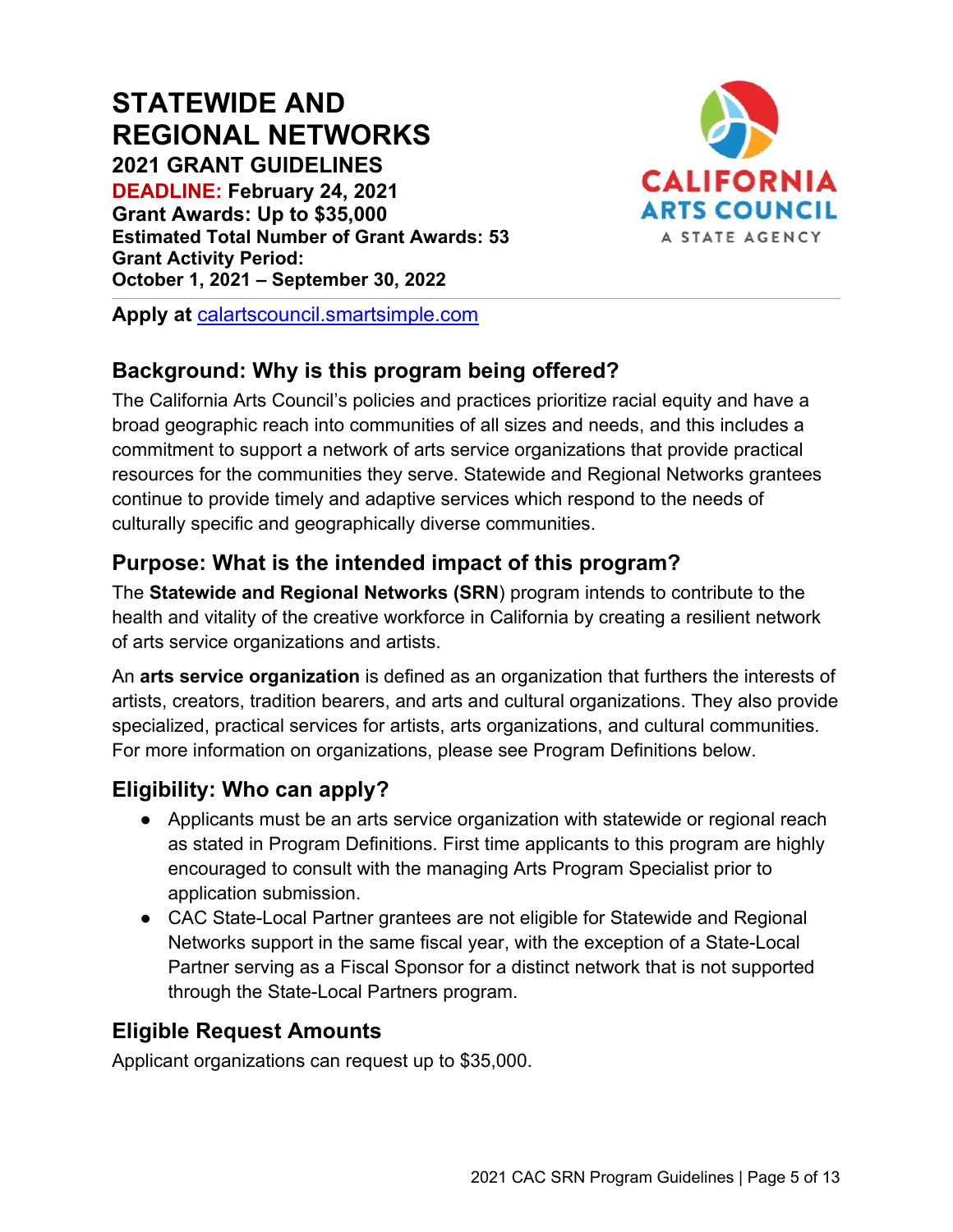# STATEWIDE AND REGIONAL NETWORKS

**2021 GRANT GUIDELINES**

**DEADLINE: February 24, 2021**

**Grant Awards: Up to $35,000**

**Estimated Total Number of Grant Awards: 53**

**Grant Activity Period:**
**October 1, 2021 – September 30, 2022**

**Apply at** [calartscouncil.smartsimple.com](calartscouncil.smartsimple.com)

## Background: Why is this program being offered?

The California Arts Council's policies and practices prioritize racial equity and have a broad geographic reach into communities of all sizes and needs, and this includes a commitment to support a network of arts service organizations that provide practical resources for the communities they serve. Statewide and Regional Networks grantees continue to provide timely and adaptive services which respond to the needs of culturally specific and geographically diverse communities.

## Purpose: What is the intended impact of this program?

The **Statewide and Regional Networks (SRN**) program intends to contribute to the health and vitality of the creative workforce in California by creating a resilient network of arts service organizations and artists.

An **arts service organization** is defined as an organization that furthers the interests of artists, creators, tradition bearers, and arts and cultural organizations. They also provide specialized, practical services for artists, arts organizations, and cultural communities. For more information on organizations, please see Program Definitions below.

## Eligibility: Who can apply?

- Applicants must be an arts service organization with statewide or regional reach as stated in Program Definitions. First time applicants to this program are highly encouraged to consult with the managing Arts Program Specialist prior to application submission.
- CAC State-Local Partner grantees are not eligible for Statewide and Regional Networks support in the same fiscal year, with the exception of a State-Local Partner serving as a Fiscal Sponsor for a distinct network that is not supported through the State-Local Partners program.

## Eligible Request Amounts

Applicant organizations can request up to $35,000.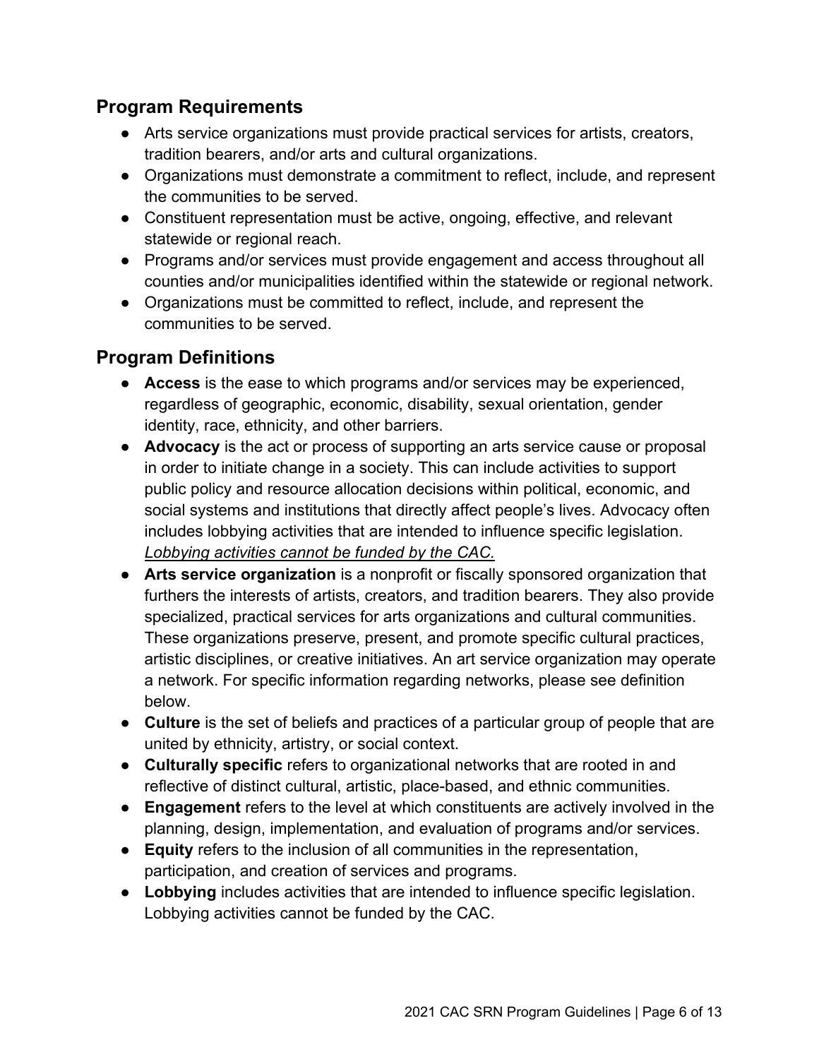## Program Requirements

- Arts service organizations must provide practical services for artists, creators, tradition bearers, and/or arts and cultural organizations.
- Organizations must demonstrate a commitment to reflect, include, and represent the communities to be served.
- Constituent representation must be active, ongoing, effective, and relevant statewide or regional reach.
- Programs and/or services must provide engagement and access throughout all counties and/or municipalities identified within the statewide or regional network.
- Organizations must be committed to reflect, include, and represent the communities to be served.

## Program Definitions

- **Access** is the ease to which programs and/or services may be experienced, regardless of geographic, economic, disability, sexual orientation, gender identity, race, ethnicity, and other barriers.
- **Advocacy** is the act or process of supporting an arts service cause or proposal in order to initiate change in a society. This can include activities to support public policy and resource allocation decisions within political, economic, and social systems and institutions that directly affect people's lives. Advocacy often includes lobbying activities that are intended to influence specific legislation. *Lobbying activities cannot be funded by the CAC.*
- **Arts service organization** is a nonprofit or fiscally sponsored organization that furthers the interests of artists, creators, and tradition bearers. They also provide specialized, practical services for arts organizations and cultural communities. These organizations preserve, present, and promote specific cultural practices, artistic disciplines, or creative initiatives. An art service organization may operate a network. For specific information regarding networks, please see definition below.
- **Culture** is the set of beliefs and practices of a particular group of people that are united by ethnicity, artistry, or social context.
- **Culturally specific** refers to organizational networks that are rooted in and reflective of distinct cultural, artistic, place-based, and ethnic communities.
- **Engagement** refers to the level at which constituents are actively involved in the planning, design, implementation, and evaluation of programs and/or services.
- **Equity** refers to the inclusion of all communities in the representation, participation, and creation of services and programs.
- **Lobbying** includes activities that are intended to influence specific legislation. Lobbying activities cannot be funded by the CAC.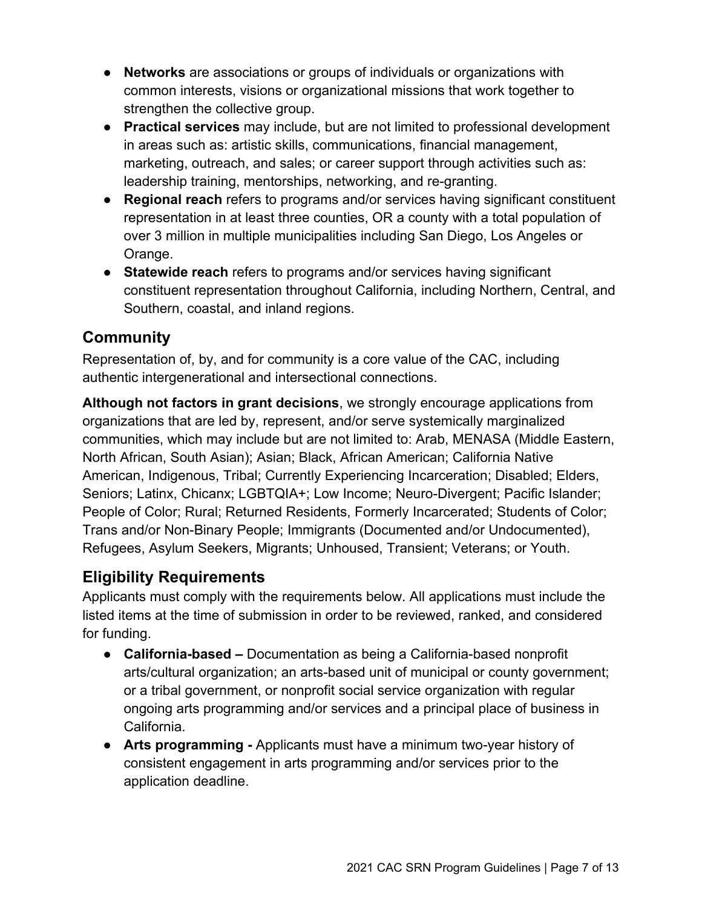- **Networks** are associations or groups of individuals or organizations with common interests, visions or organizational missions that work together to strengthen the collective group.
- **Practical services** may include, but are not limited to professional development in areas such as: artistic skills, communications, financial management, marketing, outreach, and sales; or career support through activities such as: leadership training, mentorships, networking, and re-granting.
- **Regional reach** refers to programs and/or services having significant constituent representation in at least three counties, OR a county with a total population of over 3 million in multiple municipalities including San Diego, Los Angeles or Orange.
- **Statewide reach** refers to programs and/or services having significant constituent representation throughout California, including Northern, Central, and Southern, coastal, and inland regions.

## Community

Representation of, by, and for community is a core value of the CAC, including authentic intergenerational and intersectional connections.

**Although not factors in grant decisions**, we strongly encourage applications from organizations that are led by, represent, and/or serve systemically marginalized communities, which may include but are not limited to: Arab, MENASA (Middle Eastern, North African, South Asian); Asian; Black, African American; California Native American, Indigenous, Tribal; Currently Experiencing Incarceration; Disabled; Elders, Seniors; Latinx, Chicanx; LGBTQIA+; Low Income; Neuro-Divergent; Pacific Islander; People of Color; Rural; Returned Residents, Formerly Incarcerated; Students of Color; Trans and/or Non-Binary People; Immigrants (Documented and/or Undocumented), Refugees, Asylum Seekers, Migrants; Unhoused, Transient; Veterans; or Youth.

## Eligibility Requirements

Applicants must comply with the requirements below. All applications must include the listed items at the time of submission in order to be reviewed, ranked, and considered for funding.

- **California-based –** Documentation as being a California-based nonprofit arts/cultural organization; an arts-based unit of municipal or county government; or a tribal government, or nonprofit social service organization with regular ongoing arts programming and/or services and a principal place of business in California.
- **Arts programming -** Applicants must have a minimum two-year history of consistent engagement in arts programming and/or services prior to the application deadline.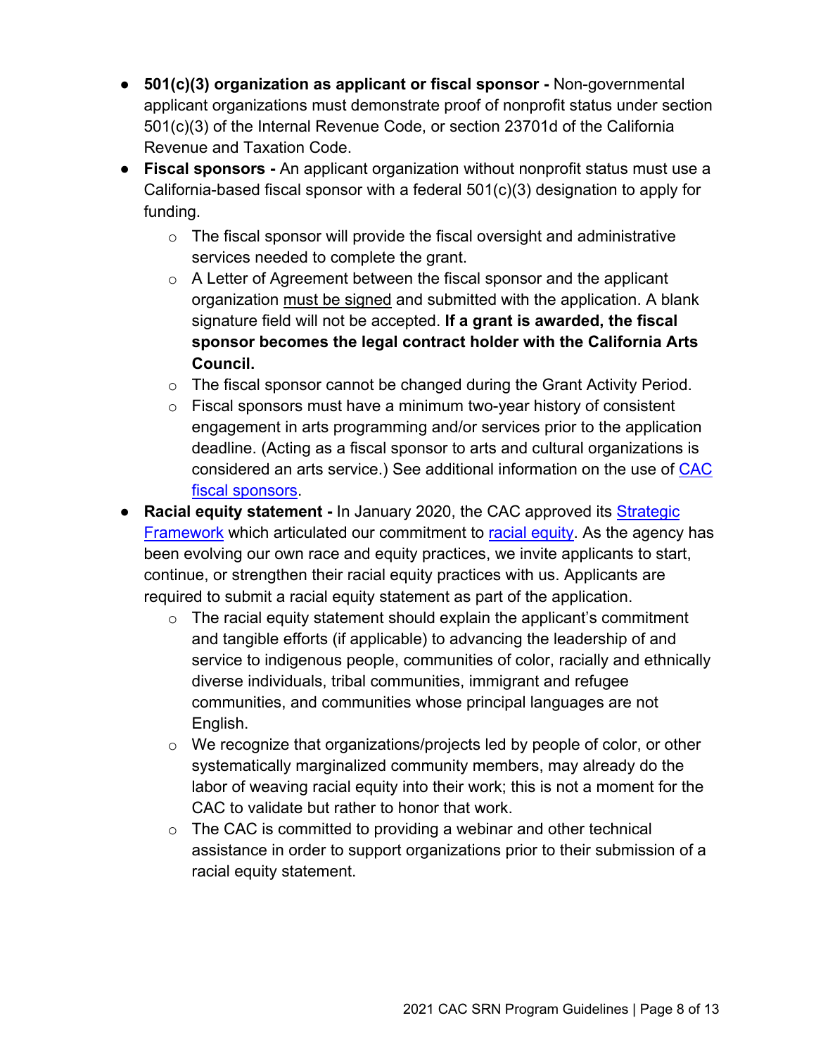- **501(c)(3) organization as applicant or fiscal sponsor -** Non-governmental applicant organizations must demonstrate proof of nonprofit status under section 501(c)(3) of the Internal Revenue Code, or section 23701d of the California Revenue and Taxation Code.
- **Fiscal sponsors -** An applicant organization without nonprofit status must use a California-based fiscal sponsor with a federal 501(c)(3) designation to apply for funding.
    - The fiscal sponsor will provide the fiscal oversight and administrative services needed to complete the grant.
    - A Letter of Agreement between the fiscal sponsor and the applicant organization must be signed and submitted with the application. A blank signature field will not be accepted. **If a grant is awarded, the fiscal sponsor becomes the legal contract holder with the California Arts Council.**
    - The fiscal sponsor cannot be changed during the Grant Activity Period.
    - Fiscal sponsors must have a minimum two-year history of consistent engagement in arts programming and/or services prior to the application deadline. (Acting as a fiscal sponsor to arts and cultural organizations is considered an arts service.) See additional information on the use of [CAC fiscal sponsors](CAC fiscal sponsors).
- **Racial equity statement -** In January 2020, the CAC approved its [Strategic Framework](Strategic Framework) which articulated our commitment to [racial equity](racial equity). As the agency has been evolving our own race and equity practices, we invite applicants to start, continue, or strengthen their racial equity practices with us. Applicants are required to submit a racial equity statement as part of the application.
    - The racial equity statement should explain the applicant's commitment and tangible efforts (if applicable) to advancing the leadership of and service to indigenous people, communities of color, racially and ethnically diverse individuals, tribal communities, immigrant and refugee communities, and communities whose principal languages are not English.
    - We recognize that organizations/projects led by people of color, or other systematically marginalized community members, may already do the labor of weaving racial equity into their work; this is not a moment for the CAC to validate but rather to honor that work.
    - The CAC is committed to providing a webinar and other technical assistance in order to support organizations prior to their submission of a racial equity statement.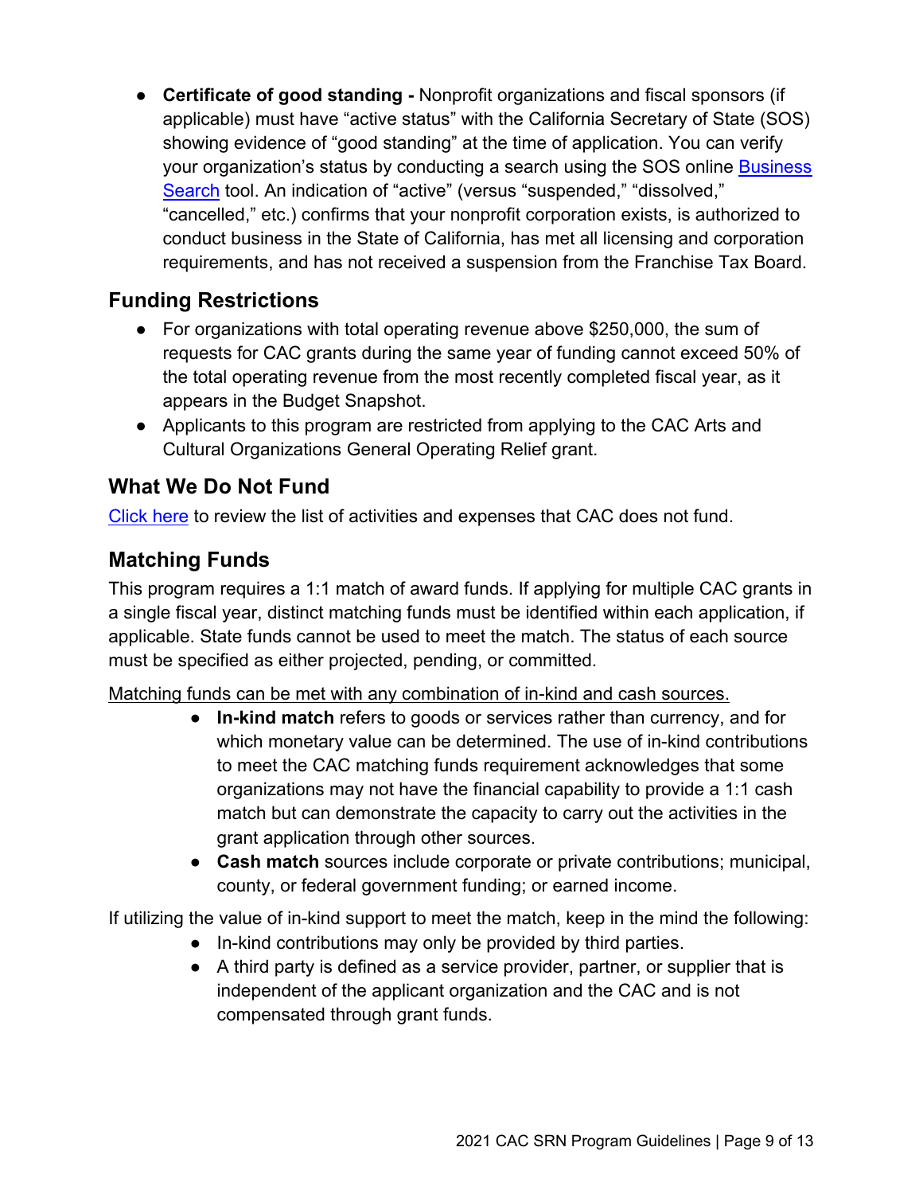- **Certificate of good standing -** Nonprofit organizations and fiscal sponsors (if applicable) must have "active status" with the California Secretary of State (SOS) showing evidence of "good standing" at the time of application. You can verify your organization's status by conducting a search using the SOS online Business Search tool. An indication of "active" (versus "suspended," "dissolved," "cancelled," etc.) confirms that your nonprofit corporation exists, is authorized to conduct business in the State of California, has met all licensing and corporation requirements, and has not received a suspension from the Franchise Tax Board.

## Funding Restrictions

- For organizations with total operating revenue above $250,000, the sum of requests for CAC grants during the same year of funding cannot exceed 50% of the total operating revenue from the most recently completed fiscal year, as it appears in the Budget Snapshot.
- Applicants to this program are restricted from applying to the CAC Arts and Cultural Organizations General Operating Relief grant.

## What We Do Not Fund

Click here to review the list of activities and expenses that CAC does not fund.

## Matching Funds

This program requires a 1:1 match of award funds. If applying for multiple CAC grants in a single fiscal year, distinct matching funds must be identified within each application, if applicable. State funds cannot be used to meet the match. The status of each source must be specified as either projected, pending, or committed.

Matching funds can be met with any combination of in-kind and cash sources.

- **In-kind match** refers to goods or services rather than currency, and for which monetary value can be determined. The use of in-kind contributions to meet the CAC matching funds requirement acknowledges that some organizations may not have the financial capability to provide a 1:1 cash match but can demonstrate the capacity to carry out the activities in the grant application through other sources.
- **Cash match** sources include corporate or private contributions; municipal, county, or federal government funding; or earned income.

If utilizing the value of in-kind support to meet the match, keep in the mind the following:

- In-kind contributions may only be provided by third parties.
- A third party is defined as a service provider, partner, or supplier that is independent of the applicant organization and the CAC and is not compensated through grant funds.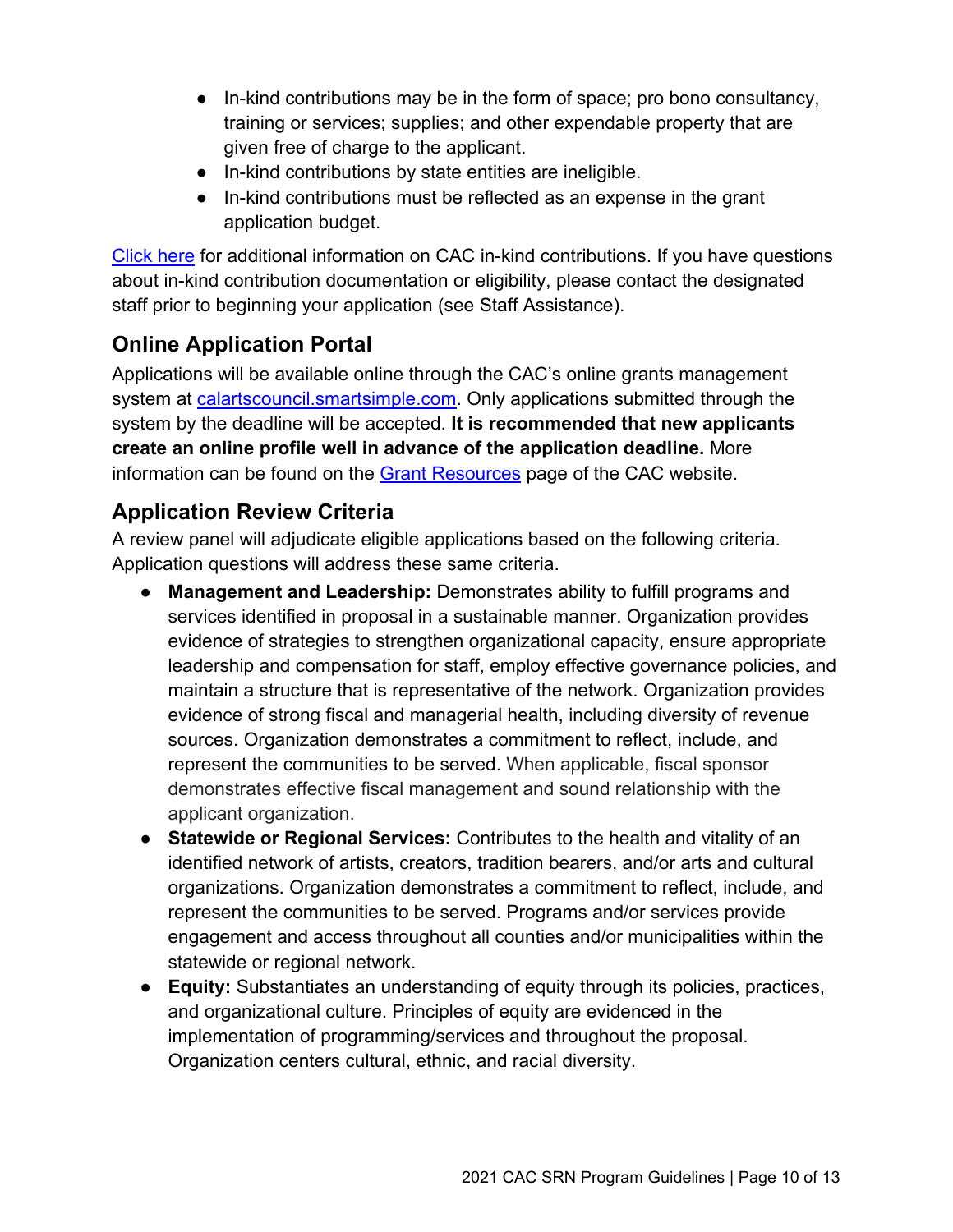- In-kind contributions may be in the form of space; pro bono consultancy, training or services; supplies; and other expendable property that are given free of charge to the applicant.
- In-kind contributions by state entities are ineligible.
- In-kind contributions must be reflected as an expense in the grant application budget.

Click here for additional information on CAC in-kind contributions. If you have questions about in-kind contribution documentation or eligibility, please contact the designated staff prior to beginning your application (see Staff Assistance).

## Online Application Portal

Applications will be available online through the CAC's online grants management system at calartscouncil.smartsimple.com. Only applications submitted through the system by the deadline will be accepted. **It is recommended that new applicants create an online profile well in advance of the application deadline.** More information can be found on the Grant Resources page of the CAC website.

## Application Review Criteria

A review panel will adjudicate eligible applications based on the following criteria. Application questions will address these same criteria.

- **Management and Leadership:** Demonstrates ability to fulfill programs and services identified in proposal in a sustainable manner. Organization provides evidence of strategies to strengthen organizational capacity, ensure appropriate leadership and compensation for staff, employ effective governance policies, and maintain a structure that is representative of the network. Organization provides evidence of strong fiscal and managerial health, including diversity of revenue sources. Organization demonstrates a commitment to reflect, include, and represent the communities to be served. When applicable, fiscal sponsor demonstrates effective fiscal management and sound relationship with the applicant organization.
- **Statewide or Regional Services:** Contributes to the health and vitality of an identified network of artists, creators, tradition bearers, and/or arts and cultural organizations. Organization demonstrates a commitment to reflect, include, and represent the communities to be served. Programs and/or services provide engagement and access throughout all counties and/or municipalities within the statewide or regional network.
- **Equity:** Substantiates an understanding of equity through its policies, practices, and organizational culture. Principles of equity are evidenced in the implementation of programming/services and throughout the proposal. Organization centers cultural, ethnic, and racial diversity.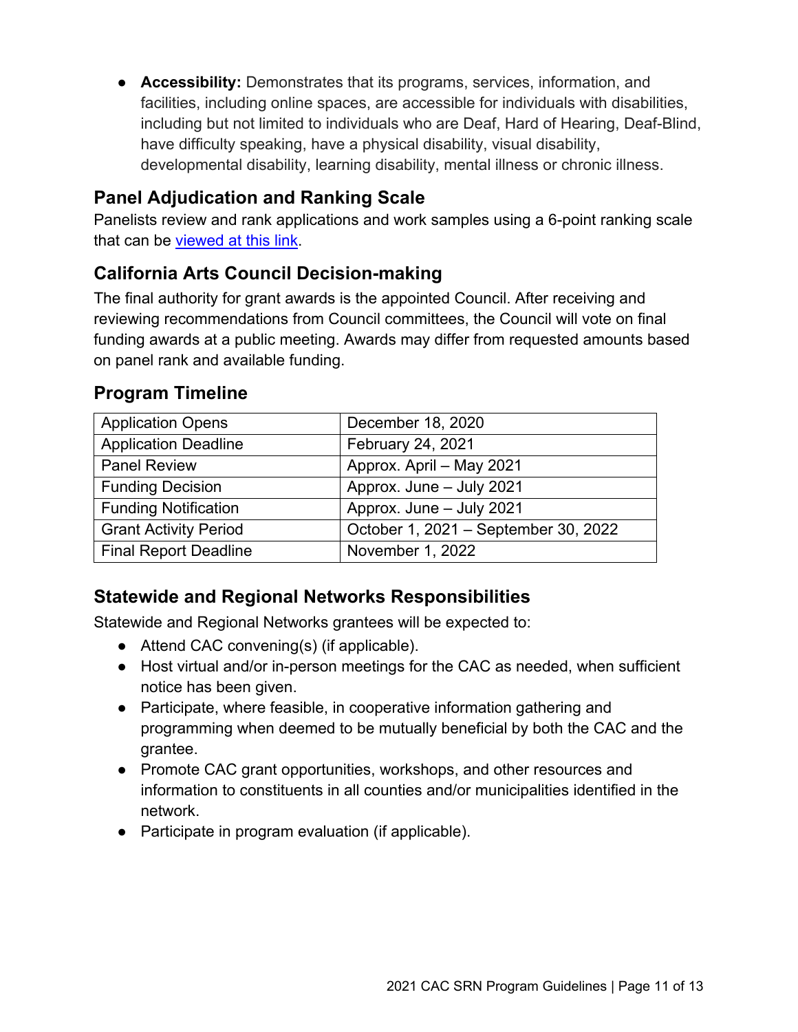- **Accessibility:** Demonstrates that its programs, services, information, and facilities, including online spaces, are accessible for individuals with disabilities, including but not limited to individuals who are Deaf, Hard of Hearing, Deaf-Blind, have difficulty speaking, have a physical disability, visual disability, developmental disability, learning disability, mental illness or chronic illness.

## Panel Adjudication and Ranking Scale

Panelists review and rank applications and work samples using a 6-point ranking scale that can be viewed at this link.

## California Arts Council Decision-making

The final authority for grant awards is the appointed Council. After receiving and reviewing recommendations from Council committees, the Council will vote on final funding awards at a public meeting. Awards may differ from requested amounts based on panel rank and available funding.

## Program Timeline

| Application Opens | December 18, 2020 |
|---|---|
| Application Deadline | February 24, 2021 |
| Panel Review | Approx. April – May 2021 |
| Funding Decision | Approx. June – July 2021 |
| Funding Notification | Approx. June – July 2021 |
| Grant Activity Period | October 1, 2021 – September 30, 2022 |
| Final Report Deadline | November 1, 2022 |

## Statewide and Regional Networks Responsibilities

Statewide and Regional Networks grantees will be expected to:

- Attend CAC convening(s) (if applicable).
- Host virtual and/or in-person meetings for the CAC as needed, when sufficient notice has been given.
- Participate, where feasible, in cooperative information gathering and programming when deemed to be mutually beneficial by both the CAC and the grantee.
- Promote CAC grant opportunities, workshops, and other resources and information to constituents in all counties and/or municipalities identified in the network.
- Participate in program evaluation (if applicable).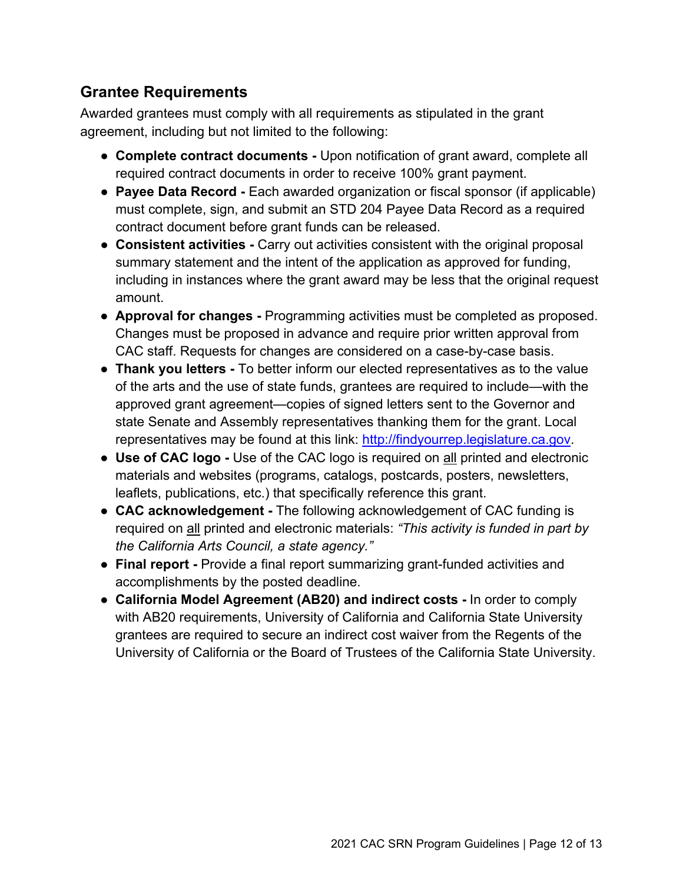## Grantee Requirements

Awarded grantees must comply with all requirements as stipulated in the grant agreement, including but not limited to the following:

- **Complete contract documents -** Upon notification of grant award, complete all required contract documents in order to receive 100% grant payment.
- **Payee Data Record -** Each awarded organization or fiscal sponsor (if applicable) must complete, sign, and submit an STD 204 Payee Data Record as a required contract document before grant funds can be released.
- **Consistent activities -** Carry out activities consistent with the original proposal summary statement and the intent of the application as approved for funding, including in instances where the grant award may be less that the original request amount.
- **Approval for changes -** Programming activities must be completed as proposed. Changes must be proposed in advance and require prior written approval from CAC staff. Requests for changes are considered on a case-by-case basis.
- **Thank you letters -** To better inform our elected representatives as to the value of the arts and the use of state funds, grantees are required to include—with the approved grant agreement—copies of signed letters sent to the Governor and state Senate and Assembly representatives thanking them for the grant. Local representatives may be found at this link: [http://findyourrep.legislature.ca.gov](http://findyourrep.legislature.ca.gov).
- **Use of CAC logo -** Use of the CAC logo is required on <u>all</u> printed and electronic materials and websites (programs, catalogs, postcards, posters, newsletters, leaflets, publications, etc.) that specifically reference this grant.
- **CAC acknowledgement -** The following acknowledgement of CAC funding is required on <u>all</u> printed and electronic materials: *"This activity is funded in part by the California Arts Council, a state agency."*
- **Final report -** Provide a final report summarizing grant-funded activities and accomplishments by the posted deadline.
- **California Model Agreement (AB20) and indirect costs -** In order to comply with AB20 requirements, University of California and California State University grantees are required to secure an indirect cost waiver from the Regents of the University of California or the Board of Trustees of the California State University.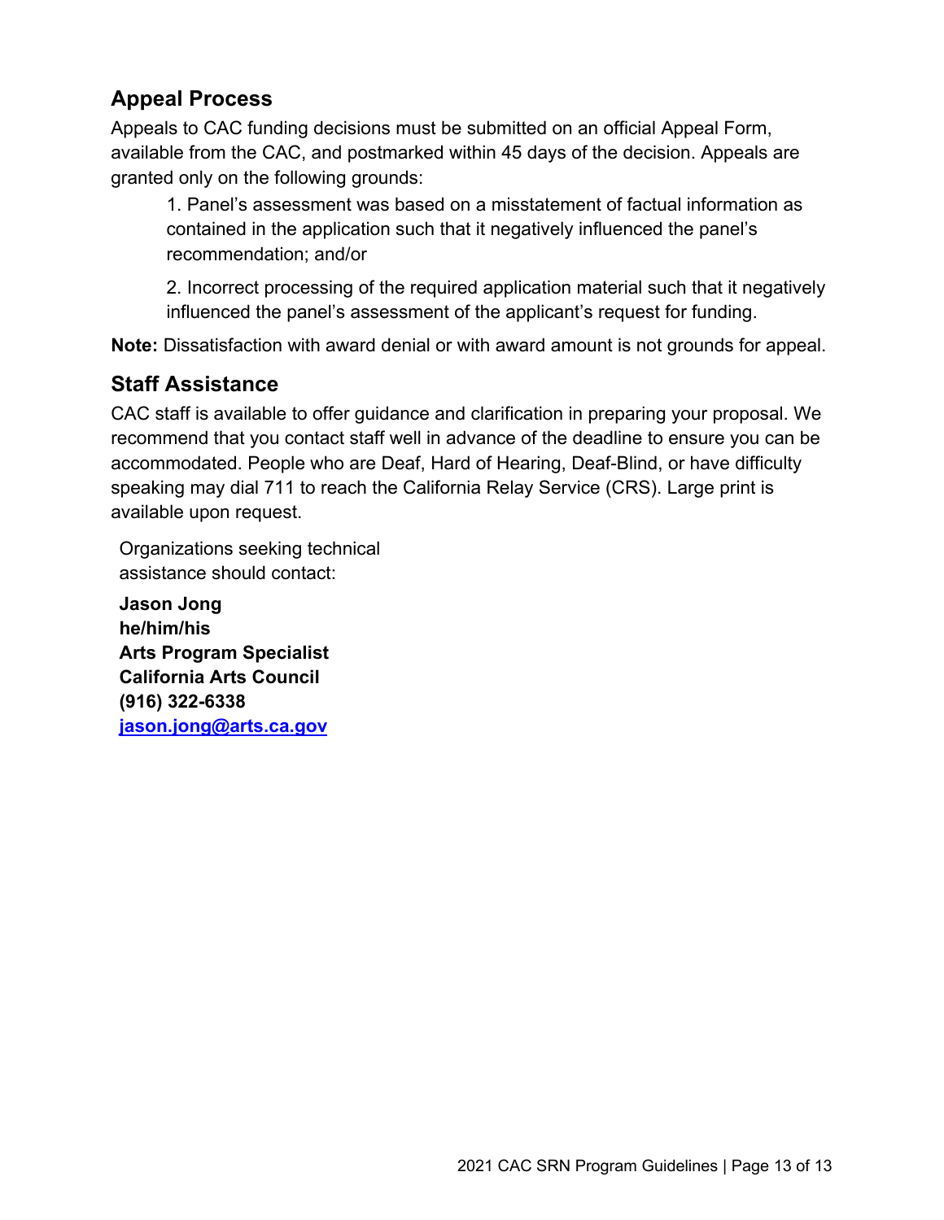## Appeal Process

Appeals to CAC funding decisions must be submitted on an official Appeal Form, available from the CAC, and postmarked within 45 days of the decision. Appeals are granted only on the following grounds:

1. Panel's assessment was based on a misstatement of factual information as contained in the application such that it negatively influenced the panel's recommendation; and/or

2. Incorrect processing of the required application material such that it negatively influenced the panel's assessment of the applicant's request for funding.

**Note:** Dissatisfaction with award denial or with award amount is not grounds for appeal.

## Staff Assistance

CAC staff is available to offer guidance and clarification in preparing your proposal. We recommend that you contact staff well in advance of the deadline to ensure you can be accommodated. People who are Deaf, Hard of Hearing, Deaf-Blind, or have difficulty speaking may dial 711 to reach the California Relay Service (CRS). Large print is available upon request.

Organizations seeking technical assistance should contact:

**Jason Jong**
**he/him/his**
**Arts Program Specialist**
**California Arts Council**
**(916) 322-6338**
**[jason.jong@arts.ca.gov](mailto:jason.jong@arts.ca.gov)**